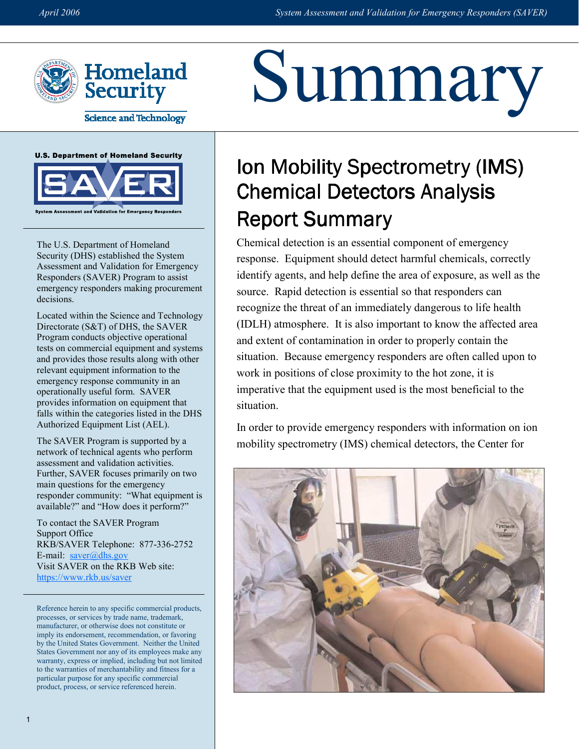# Summary

U.S. Department of Homeland Security

SAVER

System Assessment and Validation for Emergency Responders

The U.S. Department of Homeland Security (DHS) established the System Assessment and Validation for Emergency Responders (SAVER) Program to assist emergency responders making procurement decisions.

Located within the Science and Technology Directorate (S&T) of DHS, the SAVER Program conducts objective operational tests on commercial equipment and systems and provides those results along with other relevant equipment information to the emergency response community in an operationally useful form. SAVER provides information on equipment that falls within the categories listed in the DHS Authorized Equipment List (AEL).

The SAVER Program is supported by a network of technical agents who perform assessment and validation activities. Further, SAVER focuses primarily on two main questions for the emergency responder community: "What equipment is available?" and "How does it perform?"

To contact the SAVER Program Support Office
RKB/SAVER Telephone: 877-336-2752
E-mail: saver@dhs.gov
Visit SAVER on the RKB Web site: https://www.rkb.us/saver

Reference herein to any specific commercial products, processes, or services by trade name, trademark, manufacturer, or otherwise does not constitute or imply its endorsement, recommendation, or favoring by the United States Government. Neither the United States Government nor any of its employees make any warranty, express or implied, including but not limited to the warranties of merchantability and fitness for a particular purpose for any specific commercial product, process, or service referenced herein.

## Ion Mobility Spectrometry (IMS) Chemical Detectors Analysis Report Summary

Chemical detection is an essential component of emergency response. Equipment should detect harmful chemicals, correctly identify agents, and help define the area of exposure, as well as the source. Rapid detection is essential so that responders can recognize the threat of an immediately dangerous to life health (IDLH) atmosphere. It is also important to know the affected area and extent of contamination in order to properly contain the situation. Because emergency responders are often called upon to work in positions of close proximity to the hot zone, it is imperative that the equipment used is the most beneficial to the situation.

In order to provide emergency responders with information on ion mobility spectrometry (IMS) chemical detectors, the Center for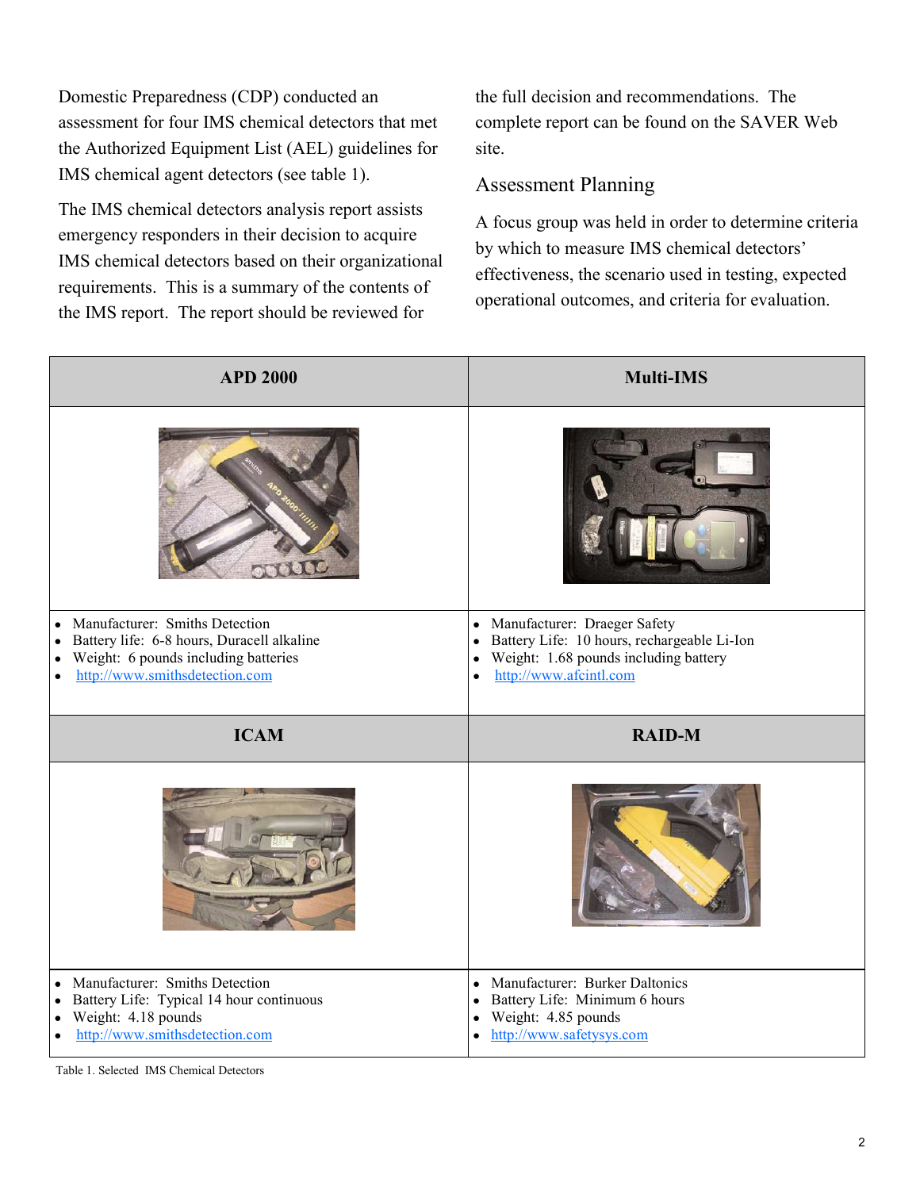Domestic Preparedness (CDP) conducted an assessment for four IMS chemical detectors that met the Authorized Equipment List (AEL) guidelines for IMS chemical agent detectors (see table 1).

The IMS chemical detectors analysis report assists emergency responders in their decision to acquire IMS chemical detectors based on their organizational requirements. This is a summary of the contents of the IMS report. The report should be reviewed for the full decision and recommendations. The complete report can be found on the SAVER Web site.

## Assessment Planning

A focus group was held in order to determine criteria by which to measure IMS chemical detectors' effectiveness, the scenario used in testing, expected operational outcomes, and criteria for evaluation.

| APD 2000 | Multi-IMS |
| --- | --- |
| | |
| • Manufacturer: Smiths Detection<br>• Battery life: 6-8 hours, Duracell alkaline<br>• Weight: 6 pounds including batteries<br>• http://www.smithsdetection.com | • Manufacturer: Draeger Safety<br>• Battery Life: 10 hours, rechargeable Li-Ion<br>• Weight: 1.68 pounds including battery<br>• http://www.afcintl.com |
| **ICAM** | **RAID-M** |
| | |
| • Manufacturer: Smiths Detection<br>• Battery Life: Typical 14 hour continuous<br>• Weight: 4.18 pounds<br>• http://www.smithsdetection.com | • Manufacturer: Burker Daltonics<br>• Battery Life: Minimum 6 hours<br>• Weight: 4.85 pounds<br>• http://www.safetysys.com |

Table 1. Selected IMS Chemical Detectors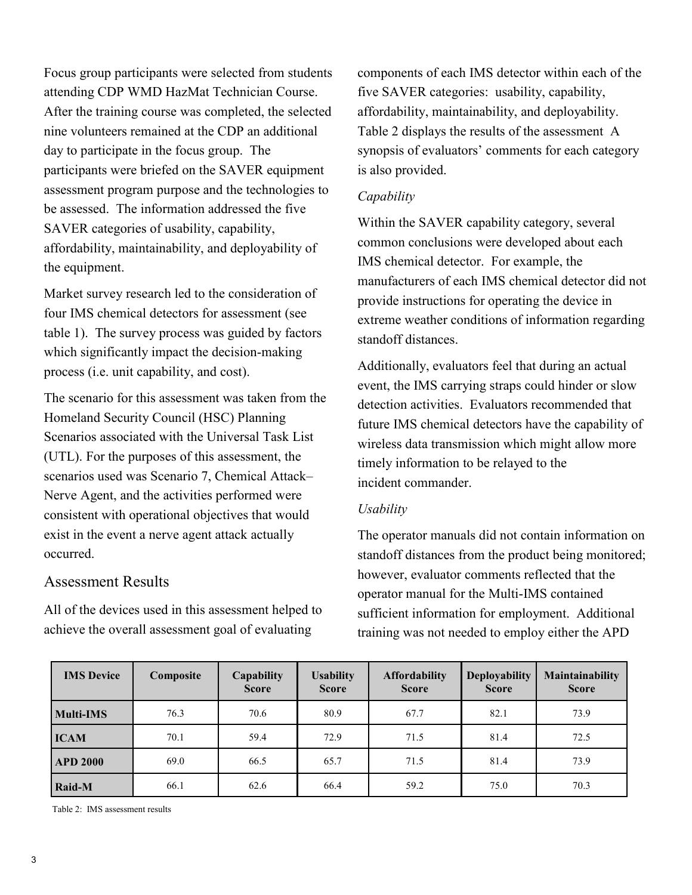Focus group participants were selected from students attending CDP WMD HazMat Technician Course. After the training course was completed, the selected nine volunteers remained at the CDP an additional day to participate in the focus group. The participants were briefed on the SAVER equipment assessment program purpose and the technologies to be assessed. The information addressed the five SAVER categories of usability, capability, affordability, maintainability, and deployability of the equipment.

Market survey research led to the consideration of four IMS chemical detectors for assessment (see table 1). The survey process was guided by factors which significantly impact the decision-making process (i.e. unit capability, and cost).

The scenario for this assessment was taken from the Homeland Security Council (HSC) Planning Scenarios associated with the Universal Task List (UTL). For the purposes of this assessment, the scenarios used was Scenario 7, Chemical Attack–Nerve Agent, and the activities performed were consistent with operational objectives that would exist in the event a nerve agent attack actually occurred.

## Assessment Results

All of the devices used in this assessment helped to achieve the overall assessment goal of evaluating components of each IMS detector within each of the five SAVER categories: usability, capability, affordability, maintainability, and deployability. Table 2 displays the results of the assessment A synopsis of evaluators' comments for each category is also provided.

### *Capability*

Within the SAVER capability category, several common conclusions were developed about each IMS chemical detector. For example, the manufacturers of each IMS chemical detector did not provide instructions for operating the device in extreme weather conditions of information regarding standoff distances.

Additionally, evaluators feel that during an actual event, the IMS carrying straps could hinder or slow detection activities. Evaluators recommended that future IMS chemical detectors have the capability of wireless data transmission which might allow more timely information to be relayed to the incident commander.

### *Usability*

The operator manuals did not contain information on standoff distances from the product being monitored; however, evaluator comments reflected that the operator manual for the Multi-IMS contained sufficient information for employment. Additional training was not needed to employ either the APD

| IMS Device | Composite | Capability Score | Usability Score | Affordability Score | Deployability Score | Maintainability Score |
|---|---|---|---|---|---|---|
| **Multi-IMS** | 76.3 | 70.6 | 80.9 | 67.7 | 82.1 | 73.9 |
| **ICAM** | 70.1 | 59.4 | 72.9 | 71.5 | 81.4 | 72.5 |
| **APD 2000** | 69.0 | 66.5 | 65.7 | 71.5 | 81.4 | 73.9 |
| **Raid-M** | 66.1 | 62.6 | 66.4 | 59.2 | 75.0 | 70.3 |

Table 2: IMS assessment results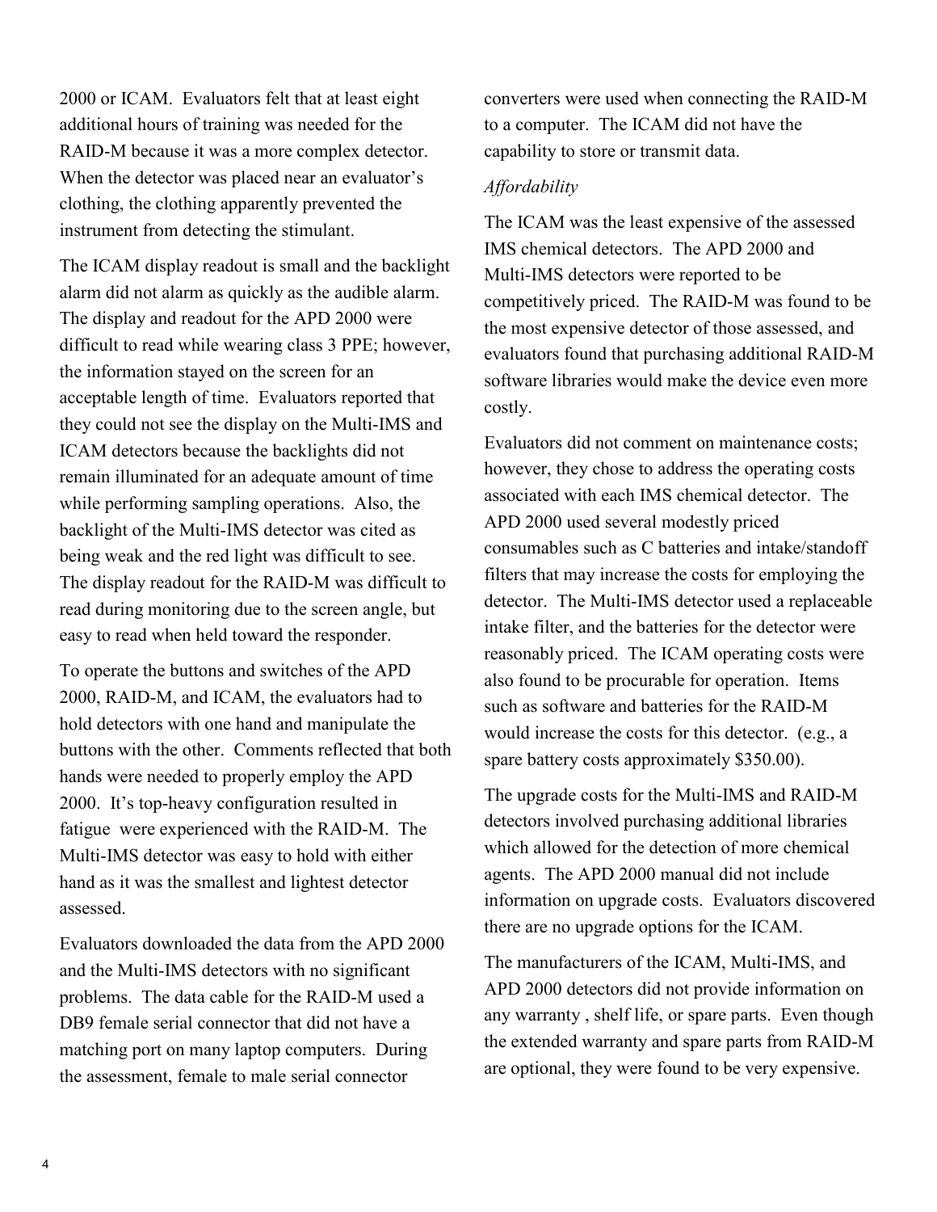2000 or ICAM. Evaluators felt that at least eight additional hours of training was needed for the RAID-M because it was a more complex detector. When the detector was placed near an evaluator's clothing, the clothing apparently prevented the instrument from detecting the stimulant.

The ICAM display readout is small and the backlight alarm did not alarm as quickly as the audible alarm. The display and readout for the APD 2000 were difficult to read while wearing class 3 PPE; however, the information stayed on the screen for an acceptable length of time. Evaluators reported that they could not see the display on the Multi-IMS and ICAM detectors because the backlights did not remain illuminated for an adequate amount of time while performing sampling operations. Also, the backlight of the Multi-IMS detector was cited as being weak and the red light was difficult to see. The display readout for the RAID-M was difficult to read during monitoring due to the screen angle, but easy to read when held toward the responder.

To operate the buttons and switches of the APD 2000, RAID-M, and ICAM, the evaluators had to hold detectors with one hand and manipulate the buttons with the other. Comments reflected that both hands were needed to properly employ the APD 2000. It's top-heavy configuration resulted in fatigue were experienced with the RAID-M. The Multi-IMS detector was easy to hold with either hand as it was the smallest and lightest detector assessed.

Evaluators downloaded the data from the APD 2000 and the Multi-IMS detectors with no significant problems. The data cable for the RAID-M used a DB9 female serial connector that did not have a matching port on many laptop computers. During the assessment, female to male serial connector converters were used when connecting the RAID-M to a computer. The ICAM did not have the capability to store or transmit data.

*Affordability*

The ICAM was the least expensive of the assessed IMS chemical detectors. The APD 2000 and Multi-IMS detectors were reported to be competitively priced. The RAID-M was found to be the most expensive detector of those assessed, and evaluators found that purchasing additional RAID-M software libraries would make the device even more costly.

Evaluators did not comment on maintenance costs; however, they chose to address the operating costs associated with each IMS chemical detector. The APD 2000 used several modestly priced consumables such as C batteries and intake/standoff filters that may increase the costs for employing the detector. The Multi-IMS detector used a replaceable intake filter, and the batteries for the detector were reasonably priced. The ICAM operating costs were also found to be procurable for operation. Items such as software and batteries for the RAID-M would increase the costs for this detector. (e.g., a spare battery costs approximately $350.00).

The upgrade costs for the Multi-IMS and RAID-M detectors involved purchasing additional libraries which allowed for the detection of more chemical agents. The APD 2000 manual did not include information on upgrade costs. Evaluators discovered there are no upgrade options for the ICAM.

The manufacturers of the ICAM, Multi-IMS, and APD 2000 detectors did not provide information on any warranty , shelf life, or spare parts. Even though the extended warranty and spare parts from RAID-M are optional, they were found to be very expensive.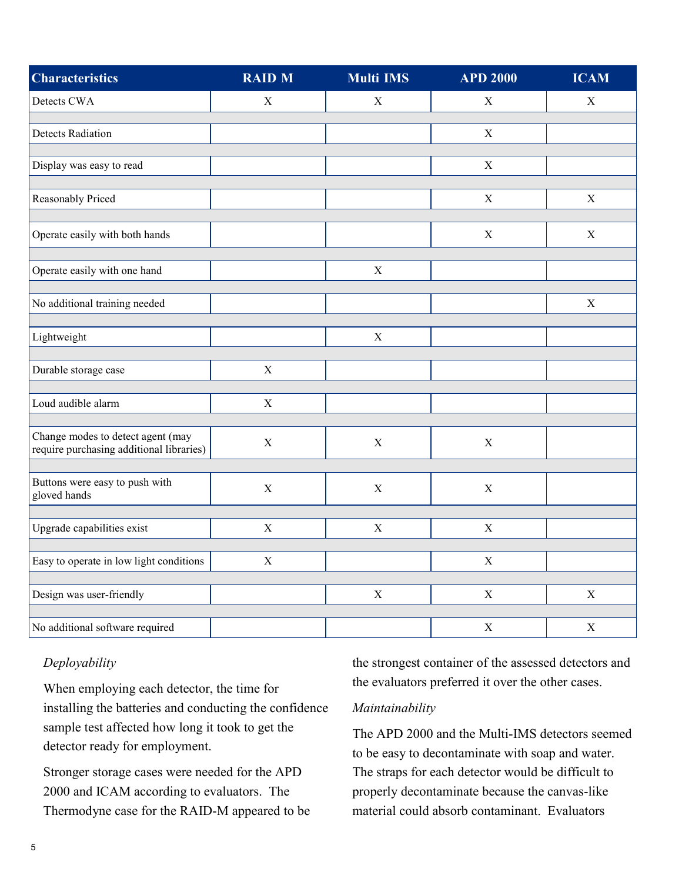| Characteristics | RAID M | Multi IMS | APD 2000 | ICAM |
|---|---|---|---|---|
| Detects CWA | X | X | X | X |
| Detects Radiation | | | X | |
| Display was easy to read | | | X | |
| Reasonably Priced | | | X | X |
| Operate easily with both hands | | | X | X |
| Operate easily with one hand | | X | | |
| No additional training needed | | | | X |
| Lightweight | | X | | |
| Durable storage case | X | | | |
| Loud audible alarm | X | | | |
| Change modes to detect agent (may require purchasing additional libraries) | X | X | X | |
| Buttons were easy to push with gloved hands | X | X | X | |
| Upgrade capabilities exist | X | X | X | |
| Easy to operate in low light conditions | X | | X | |
| Design was user-friendly | | X | X | X |
| No additional software required | | | X | X |

*Deployability*

When employing each detector, the time for installing the batteries and conducting the confidence sample test affected how long it took to get the detector ready for employment.

Stronger storage cases were needed for the APD 2000 and ICAM according to evaluators. The Thermodyne case for the RAID-M appeared to be the strongest container of the assessed detectors and the evaluators preferred it over the other cases.

*Maintainability*

The APD 2000 and the Multi-IMS detectors seemed to be easy to decontaminate with soap and water. The straps for each detector would be difficult to properly decontaminate because the canvas-like material could absorb contaminant. Evaluators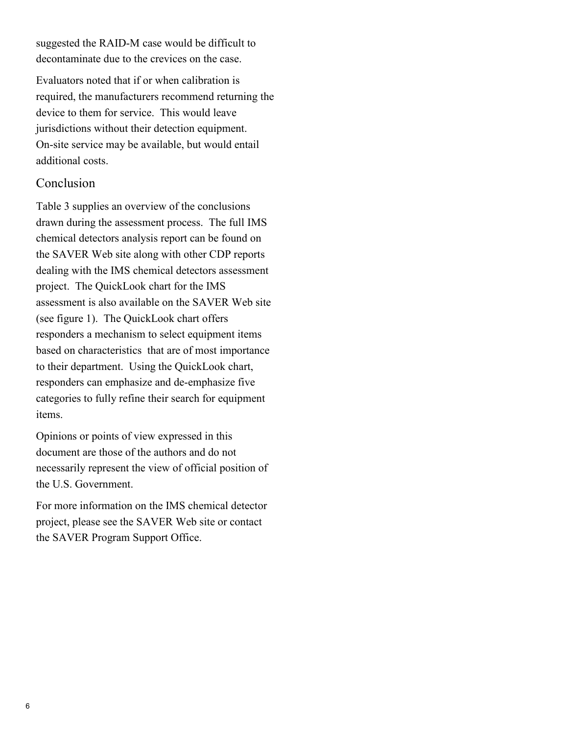suggested the RAID-M case would be difficult to decontaminate due to the crevices on the case.

Evaluators noted that if or when calibration is required, the manufacturers recommend returning the device to them for service. This would leave jurisdictions without their detection equipment. On-site service may be available, but would entail additional costs.

## Conclusion

Table 3 supplies an overview of the conclusions drawn during the assessment process. The full IMS chemical detectors analysis report can be found on the SAVER Web site along with other CDP reports dealing with the IMS chemical detectors assessment project. The QuickLook chart for the IMS assessment is also available on the SAVER Web site (see figure 1). The QuickLook chart offers responders a mechanism to select equipment items based on characteristics that are of most importance to their department. Using the QuickLook chart, responders can emphasize and de-emphasize five categories to fully refine their search for equipment items.

Opinions or points of view expressed in this document are those of the authors and do not necessarily represent the view of official position of the U.S. Government.

For more information on the IMS chemical detector project, please see the SAVER Web site or contact the SAVER Program Support Office.